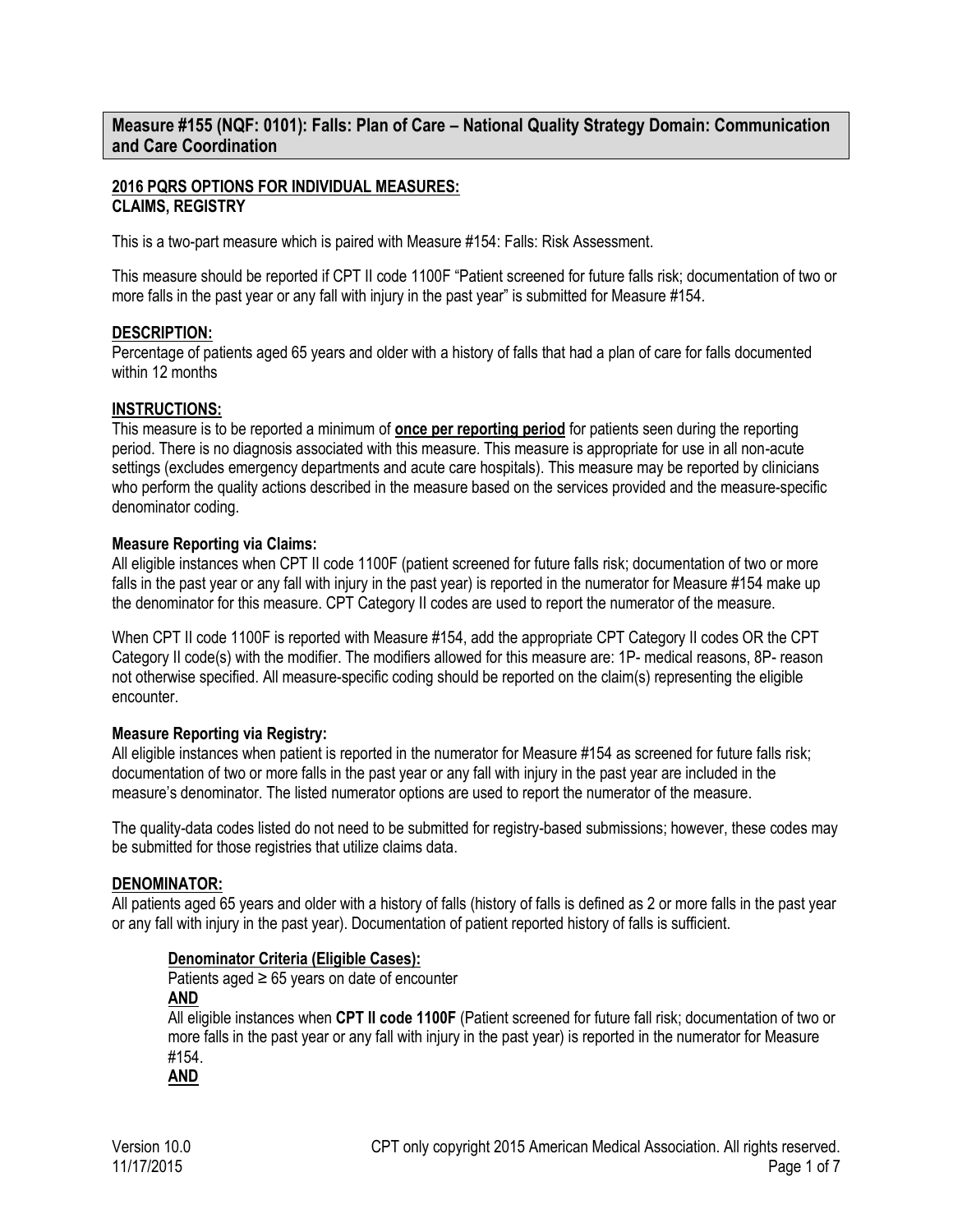## Measure #155 (NQF: 0101): Falls: Plan of Care – National Quality Strategy Domain: Communication and Care Coordination

**2016 PQRS OPTIONS FOR INDIVIDUAL MEASURES:**
**CLAIMS, REGISTRY**

This is a two-part measure which is paired with Measure #154: Falls: Risk Assessment.

This measure should be reported if CPT II code 1100F "Patient screened for future falls risk; documentation of two or more falls in the past year or any fall with injury in the past year" is submitted for Measure #154.

**DESCRIPTION:**
Percentage of patients aged 65 years and older with a history of falls that had a plan of care for falls documented within 12 months

**INSTRUCTIONS:**
This measure is to be reported a minimum of **once per reporting period** for patients seen during the reporting period. There is no diagnosis associated with this measure. This measure is appropriate for use in all non-acute settings (excludes emergency departments and acute care hospitals). This measure may be reported by clinicians who perform the quality actions described in the measure based on the services provided and the measure-specific denominator coding.

**Measure Reporting via Claims:**
All eligible instances when CPT II code 1100F (patient screened for future falls risk; documentation of two or more falls in the past year or any fall with injury in the past year) is reported in the numerator for Measure #154 make up the denominator for this measure. CPT Category II codes are used to report the numerator of the measure.

When CPT II code 1100F is reported with Measure #154, add the appropriate CPT Category II codes OR the CPT Category II code(s) with the modifier. The modifiers allowed for this measure are: 1P- medical reasons, 8P- reason not otherwise specified. All measure-specific coding should be reported on the claim(s) representing the eligible encounter.

**Measure Reporting via Registry:**
All eligible instances when patient is reported in the numerator for Measure #154 as screened for future falls risk; documentation of two or more falls in the past year or any fall with injury in the past year are included in the measure's denominator. The listed numerator options are used to report the numerator of the measure.

The quality-data codes listed do not need to be submitted for registry-based submissions; however, these codes may be submitted for those registries that utilize claims data.

**DENOMINATOR:**
All patients aged 65 years and older with a history of falls (history of falls is defined as 2 or more falls in the past year or any fall with injury in the past year). Documentation of patient reported history of falls is sufficient.

**Denominator Criteria (Eligible Cases):**
Patients aged ≥ 65 years on date of encounter
**AND**
All eligible instances when **CPT II code 1100F** (Patient screened for future fall risk; documentation of two or more falls in the past year or any fall with injury in the past year) is reported in the numerator for Measure #154.
**AND**

Version 10.0
11/17/2015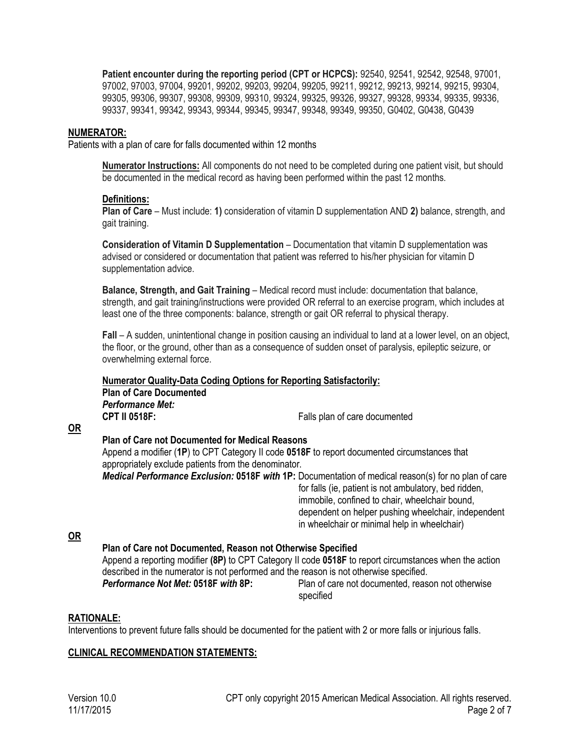**Patient encounter during the reporting period (CPT or HCPCS):** 92540, 92541, 92542, 92548, 97001, 97002, 97003, 97004, 99201, 99202, 99203, 99204, 99205, 99211, 99212, 99213, 99214, 99215, 99304, 99305, 99306, 99307, 99308, 99309, 99310, 99324, 99325, 99326, 99327, 99328, 99334, 99335, 99336, 99337, 99341, 99342, 99343, 99344, 99345, 99347, 99348, 99349, 99350, G0402, G0438, G0439

## NUMERATOR:

Patients with a plan of care for falls documented within 12 months

**Numerator Instructions:** All components do not need to be completed during one patient visit, but should be documented in the medical record as having been performed within the past 12 months.

**Definitions:**

**Plan of Care** – Must include: **1)** consideration of vitamin D supplementation AND **2)** balance, strength, and gait training.

**Consideration of Vitamin D Supplementation** – Documentation that vitamin D supplementation was advised or considered or documentation that patient was referred to his/her physician for vitamin D supplementation advice.

**Balance, Strength, and Gait Training** – Medical record must include: documentation that balance, strength, and gait training/instructions were provided OR referral to an exercise program, which includes at least one of the three components: balance, strength or gait OR referral to physical therapy.

**Fall** – A sudden, unintentional change in position causing an individual to land at a lower level, on an object, the floor, or the ground, other than as a consequence of sudden onset of paralysis, epileptic seizure, or overwhelming external force.

**Numerator Quality-Data Coding Options for Reporting Satisfactorily:**

**Plan of Care Documented**

***Performance Met:***

**CPT II 0518F:** Falls plan of care documented

**OR**

**Plan of Care not Documented for Medical Reasons**

Append a modifier (**1P**) to CPT Category II code **0518F** to report documented circumstances that appropriately exclude patients from the denominator.

***Medical Performance Exclusion:* 0518F *with* 1P:** Documentation of medical reason(s) for no plan of care for falls (ie, patient is not ambulatory, bed ridden, immobile, confined to chair, wheelchair bound, dependent on helper pushing wheelchair, independent in wheelchair or minimal help in wheelchair)

**OR**

**Plan of Care not Documented, Reason not Otherwise Specified**

Append a reporting modifier **(8P)** to CPT Category II code **0518F** to report circumstances when the action described in the numerator is not performed and the reason is not otherwise specified.

***Performance Not Met:* 0518F *with* 8P:** Plan of care not documented, reason not otherwise specified

## RATIONALE:

Interventions to prevent future falls should be documented for the patient with 2 or more falls or injurious falls.

## CLINICAL RECOMMENDATION STATEMENTS: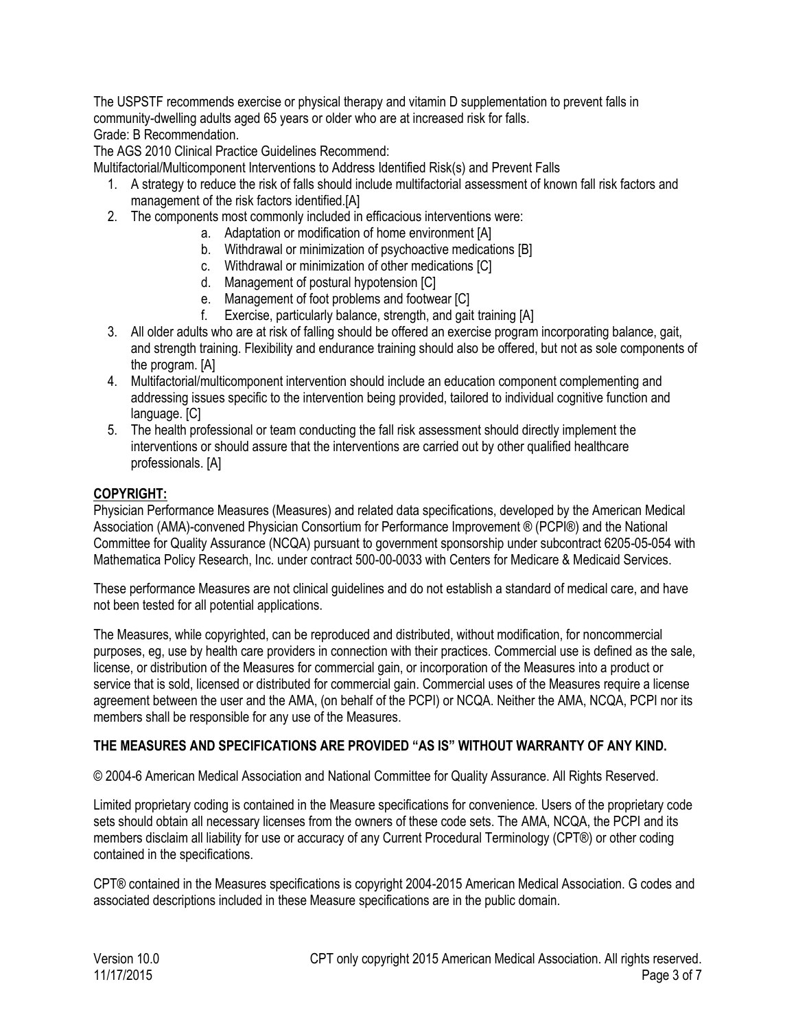The USPSTF recommends exercise or physical therapy and vitamin D supplementation to prevent falls in community-dwelling adults aged 65 years or older who are at increased risk for falls.
Grade: B Recommendation.
The AGS 2010 Clinical Practice Guidelines Recommend:
Multifactorial/Multicomponent Interventions to Address Identified Risk(s) and Prevent Falls

1. A strategy to reduce the risk of falls should include multifactorial assessment of known fall risk factors and management of the risk factors identified.[A]
2. The components most commonly included in efficacious interventions were:
    a. Adaptation or modification of home environment [A]
    b. Withdrawal or minimization of psychoactive medications [B]
    c. Withdrawal or minimization of other medications [C]
    d. Management of postural hypotension [C]
    e. Management of foot problems and footwear [C]
    f. Exercise, particularly balance, strength, and gait training [A]
3. All older adults who are at risk of falling should be offered an exercise program incorporating balance, gait, and strength training. Flexibility and endurance training should also be offered, but not as sole components of the program. [A]
4. Multifactorial/multicomponent intervention should include an education component complementing and addressing issues specific to the intervention being provided, tailored to individual cognitive function and language. [C]
5. The health professional or team conducting the fall risk assessment should directly implement the interventions or should assure that the interventions are carried out by other qualified healthcare professionals. [A]

## COPYRIGHT:

Physician Performance Measures (Measures) and related data specifications, developed by the American Medical Association (AMA)-convened Physician Consortium for Performance Improvement ® (PCPI®) and the National Committee for Quality Assurance (NCQA) pursuant to government sponsorship under subcontract 6205-05-054 with Mathematica Policy Research, Inc. under contract 500-00-0033 with Centers for Medicare & Medicaid Services.

These performance Measures are not clinical guidelines and do not establish a standard of medical care, and have not been tested for all potential applications.

The Measures, while copyrighted, can be reproduced and distributed, without modification, for noncommercial purposes, eg, use by health care providers in connection with their practices. Commercial use is defined as the sale, license, or distribution of the Measures for commercial gain, or incorporation of the Measures into a product or service that is sold, licensed or distributed for commercial gain. Commercial uses of the Measures require a license agreement between the user and the AMA, (on behalf of the PCPI) or NCQA. Neither the AMA, NCQA, PCPI nor its members shall be responsible for any use of the Measures.

**THE MEASURES AND SPECIFICATIONS ARE PROVIDED "AS IS" WITHOUT WARRANTY OF ANY KIND.**

© 2004-6 American Medical Association and National Committee for Quality Assurance. All Rights Reserved.

Limited proprietary coding is contained in the Measure specifications for convenience. Users of the proprietary code sets should obtain all necessary licenses from the owners of these code sets. The AMA, NCQA, the PCPI and its members disclaim all liability for use or accuracy of any Current Procedural Terminology (CPT®) or other coding contained in the specifications.

CPT® contained in the Measures specifications is copyright 2004-2015 American Medical Association. G codes and associated descriptions included in these Measure specifications are in the public domain.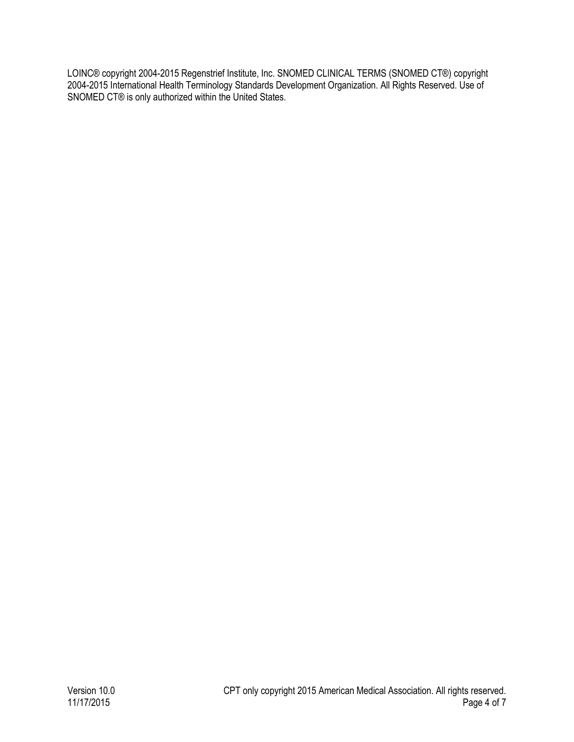LOINC® copyright 2004-2015 Regenstrief Institute, Inc. SNOMED CLINICAL TERMS (SNOMED CT®) copyright 2004-2015 International Health Terminology Standards Development Organization. All Rights Reserved. Use of SNOMED CT® is only authorized within the United States.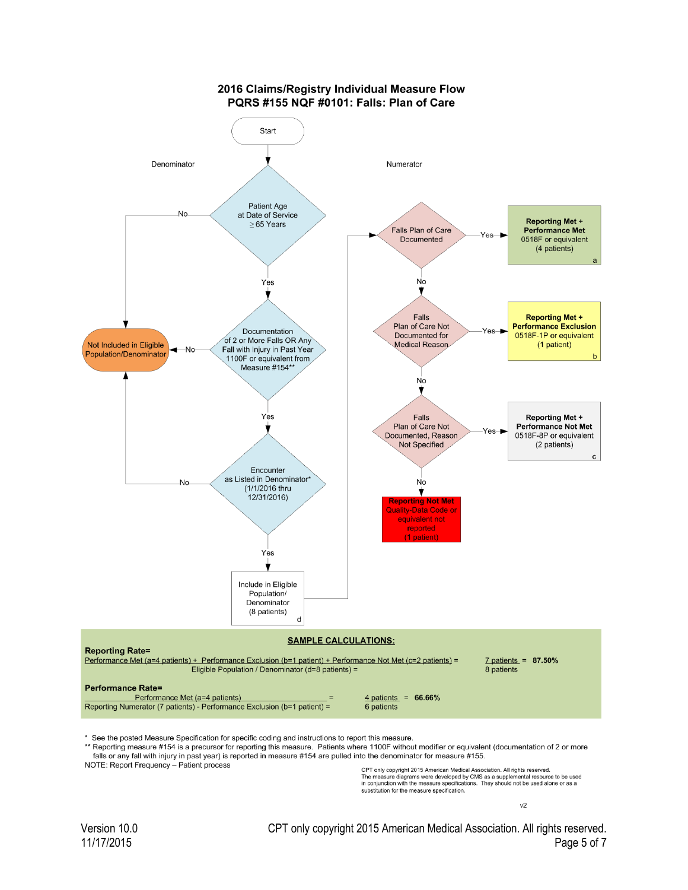# 2016 Claims/Registry Individual Measure Flow
## PQRS #155 NQF #0101: Falls: Plan of Care

Start

**Denominator**

Patient Age at Date of Service ≥ 65 Years
- No → Not Included in Eligible Population/Denominator
- Yes → Documentation of 2 or More Falls OR Any Fall with Injury in Past Year 1100F or equivalent from Measure #154**
  - No → Not Included in Eligible Population/Denominator
  - Yes → Encounter as Listed in Denominator* (1/1/2016 thru 12/31/2016)
    - No → Not Included in Eligible Population/Denominator
    - Yes → Include in Eligible Population/ Denominator (8 patients) d

**Numerator**

Falls Plan of Care Documented
- Yes → **Reporting Met + Performance Met** 0518F or equivalent (4 patients) a
- No → Falls Plan of Care Not Documented for Medical Reason
  - Yes → **Reporting Met + Performance Exclusion** 0518F-1P or equivalent (1 patient) b
  - No → Falls Plan of Care Not Documented, Reason Not Specified
    - Yes → **Reporting Met + Performance Not Met** 0518F-8P or equivalent (2 patients) c
    - No → **Reporting Not Met** Quality-Data Code or equivalent not reported (1 patient)

**SAMPLE CALCULATIONS:**

**Reporting Rate=**

Performance Met (a=4 patients) + Performance Exclusion (b=1 patient) + Performance Not Met (c=2 patients) = 7 patients = **87.50%**
Eligible Population / Denominator (d=8 patients) = 8 patients

**Performance Rate=**

Performance Met (a=4 patients) = 4 patients = **66.66%**
Reporting Numerator (7 patients) - Performance Exclusion (b=1 patient) = 6 patients

\* See the posted Measure Specification for specific coding and instructions to report this measure.

\*\* Reporting measure #154 is a precursor for reporting this measure. Patients where 1100F without modifier or equivalent (documentation of 2 or more falls or any fall with injury in past year) is reported in measure #154 are pulled into the denominator for measure #155.

NOTE: Report Frequency – Patient process

CPT only copyright 2015 American Medical Association. All rights reserved.
The measure diagrams were developed by CMS as a supplemental resource to be used in conjunction with the measure specifications. They should not be used alone or as a substitution for the measure specification.

v2

Version 10.0
11/17/2015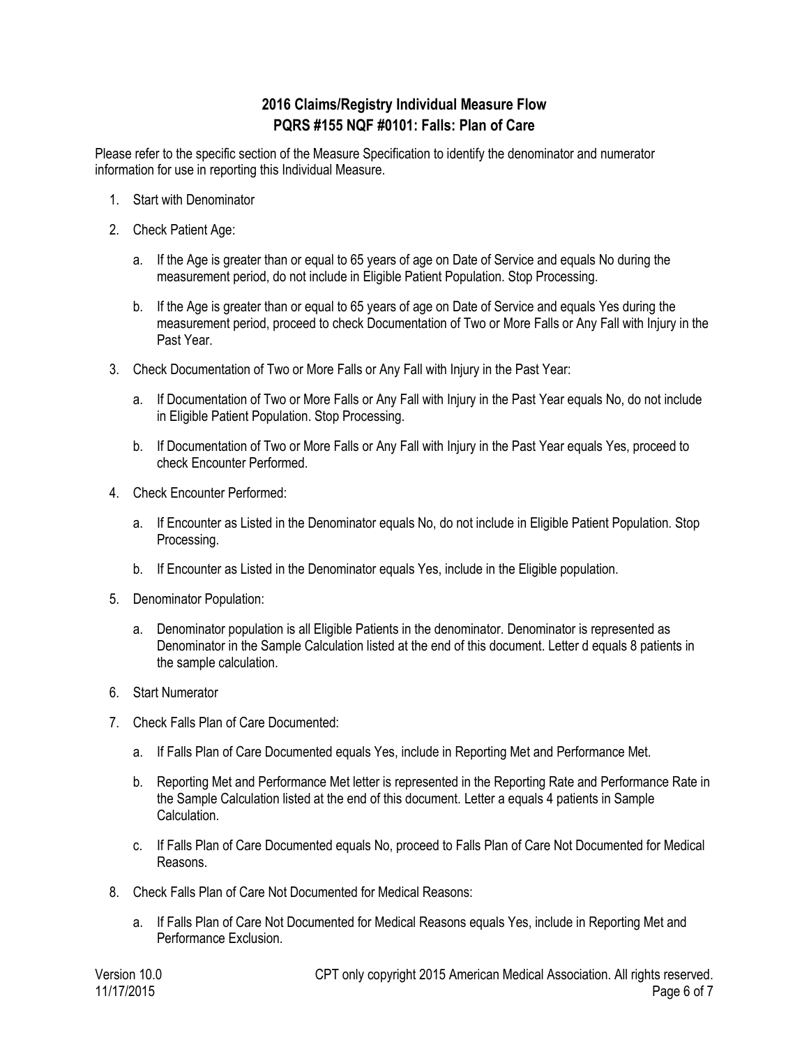## 2016 Claims/Registry Individual Measure Flow
## PQRS #155 NQF #0101: Falls: Plan of Care

Please refer to the specific section of the Measure Specification to identify the denominator and numerator information for use in reporting this Individual Measure.

1. Start with Denominator
2. Check Patient Age:
   a. If the Age is greater than or equal to 65 years of age on Date of Service and equals No during the measurement period, do not include in Eligible Patient Population. Stop Processing.
   b. If the Age is greater than or equal to 65 years of age on Date of Service and equals Yes during the measurement period, proceed to check Documentation of Two or More Falls or Any Fall with Injury in the Past Year.
3. Check Documentation of Two or More Falls or Any Fall with Injury in the Past Year:
   a. If Documentation of Two or More Falls or Any Fall with Injury in the Past Year equals No, do not include in Eligible Patient Population. Stop Processing.
   b. If Documentation of Two or More Falls or Any Fall with Injury in the Past Year equals Yes, proceed to check Encounter Performed.
4. Check Encounter Performed:
   a. If Encounter as Listed in the Denominator equals No, do not include in Eligible Patient Population. Stop Processing.
   b. If Encounter as Listed in the Denominator equals Yes, include in the Eligible population.
5. Denominator Population:
   a. Denominator population is all Eligible Patients in the denominator. Denominator is represented as Denominator in the Sample Calculation listed at the end of this document. Letter d equals 8 patients in the sample calculation.
6. Start Numerator
7. Check Falls Plan of Care Documented:
   a. If Falls Plan of Care Documented equals Yes, include in Reporting Met and Performance Met.
   b. Reporting Met and Performance Met letter is represented in the Reporting Rate and Performance Rate in the Sample Calculation listed at the end of this document. Letter a equals 4 patients in Sample Calculation.
   c. If Falls Plan of Care Documented equals No, proceed to Falls Plan of Care Not Documented for Medical Reasons.
8. Check Falls Plan of Care Not Documented for Medical Reasons:
   a. If Falls Plan of Care Not Documented for Medical Reasons equals Yes, include in Reporting Met and Performance Exclusion.

Version 10.0
11/17/2015

CPT only copyright 2015 American Medical Association. All rights reserved.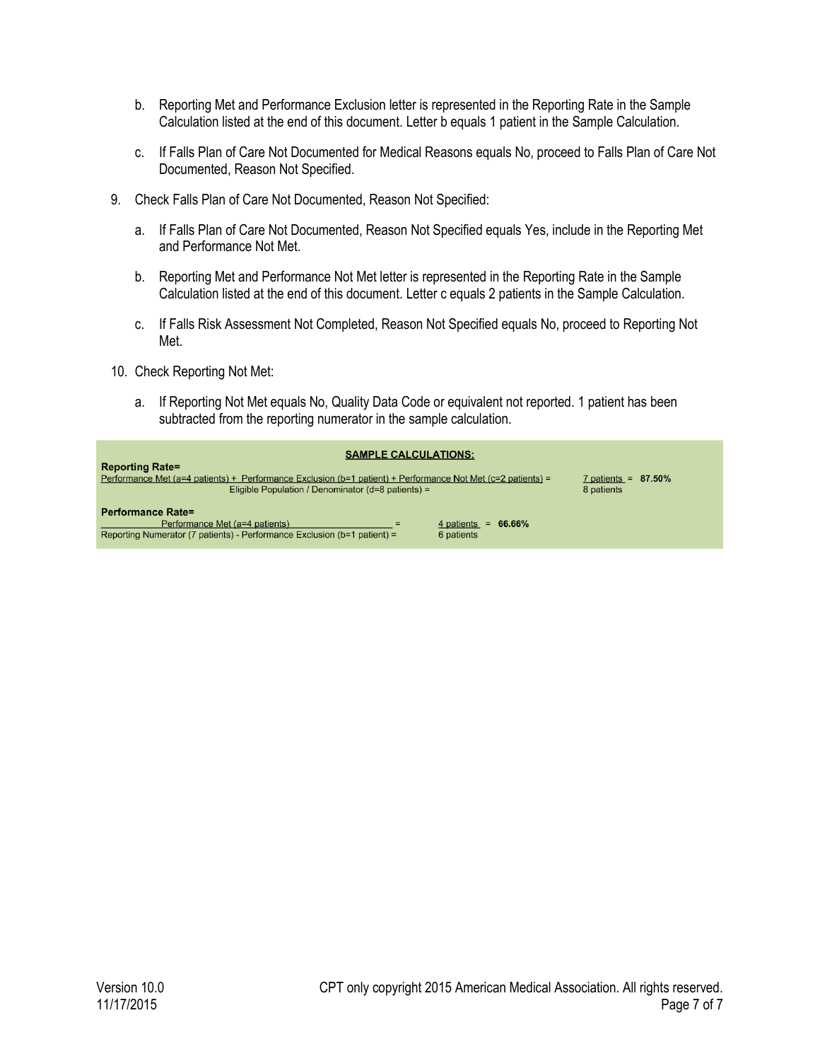b. Reporting Met and Performance Exclusion letter is represented in the Reporting Rate in the Sample Calculation listed at the end of this document. Letter b equals 1 patient in the Sample Calculation.

c. If Falls Plan of Care Not Documented for Medical Reasons equals No, proceed to Falls Plan of Care Not Documented, Reason Not Specified.

9. Check Falls Plan of Care Not Documented, Reason Not Specified:

   a. If Falls Plan of Care Not Documented, Reason Not Specified equals Yes, include in the Reporting Met and Performance Not Met.

   b. Reporting Met and Performance Not Met letter is represented in the Reporting Rate in the Sample Calculation listed at the end of this document. Letter c equals 2 patients in the Sample Calculation.

   c. If Falls Risk Assessment Not Completed, Reason Not Specified equals No, proceed to Reporting Not Met.

10. Check Reporting Not Met:

    a. If Reporting Not Met equals No, Quality Data Code or equivalent not reported. 1 patient has been subtracted from the reporting numerator in the sample calculation.

**SAMPLE CALCULATIONS:**

**Reporting Rate=**

$$\frac{\text{Performance Met (a=4 patients) + Performance Exclusion (b=1 patient) + Performance Not Met (c=2 patients)}}{\text{Eligible Population / Denominator (d=8 patients)}} = \frac{\text{7 patients}}{\text{8 patients}} = \textbf{87.50\%}$$

**Performance Rate=**

$$\frac{\text{Performance Met (a=4 patients)}}{\text{Reporting Numerator (7 patients) - Performance Exclusion (b=1 patient)}} = \frac{\text{4 patients}}{\text{6 patients}} = \textbf{66.66\%}$$